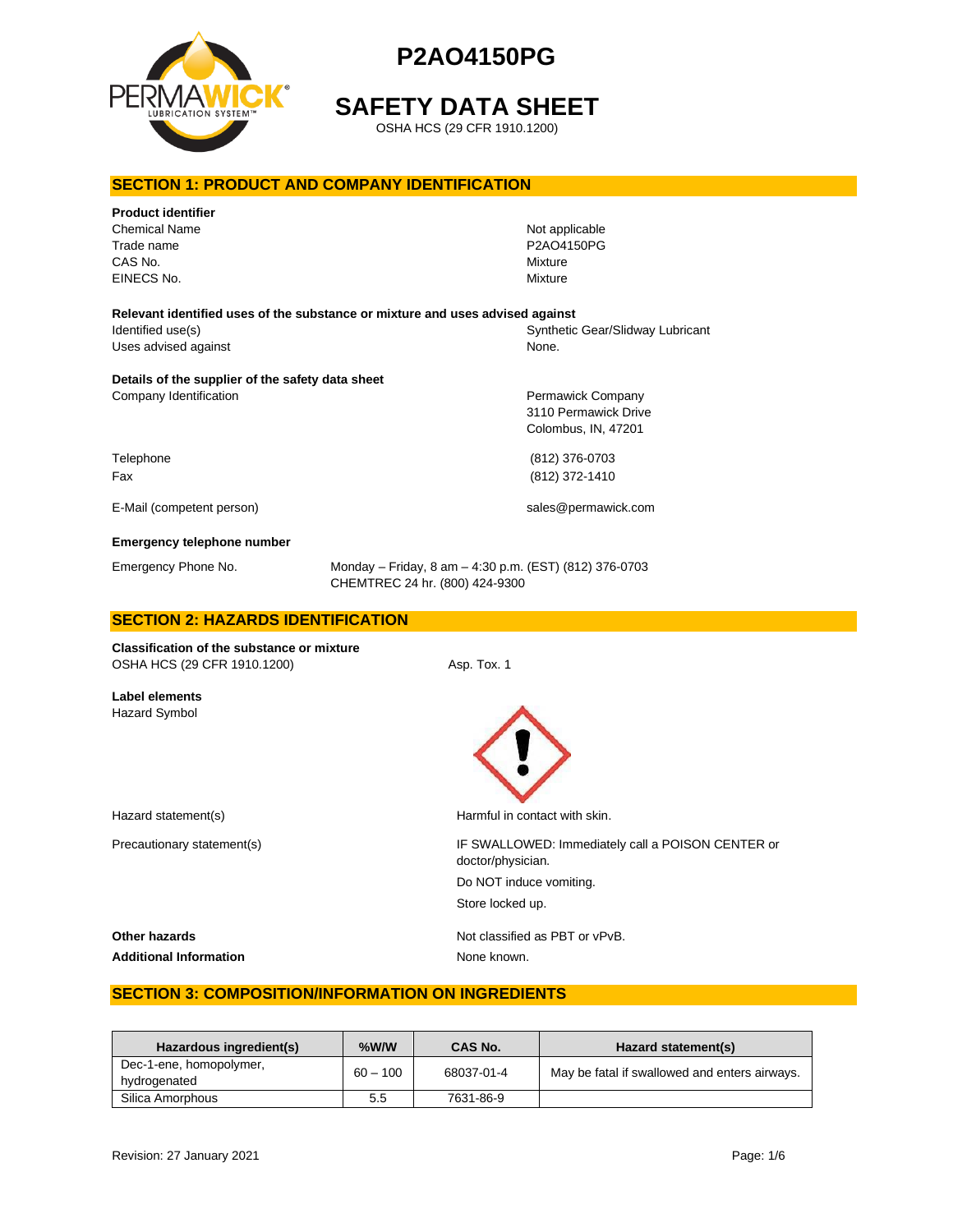# P2AO4150PG

# SAFETY DATA SHEET

OSHA HCS (29 CFR 1910.1200)

## SECTION 1: PRODUCT AND COMPANY IDENTIFICATION

**Product identifier**

| | |
|---|---|
| Chemical Name | Not applicable |
| Trade name | P2AO4150PG |
| CAS No. | Mixture |
| EINECS No. | Mixture |

**Relevant identified uses of the substance or mixture and uses advised against**

| | |
|---|---|
| Identified use(s) | Synthetic Gear/Slidway Lubricant |
| Uses advised against | None. |

**Details of the supplier of the safety data sheet**

| | |
|---|---|
| Company Identification | Permawick Company<br>3110 Permawick Drive<br>Colombus, IN, 47201 |
| Telephone | (812) 376-0703 |
| Fax | (812) 372-1410 |
| E-Mail (competent person) | sales@permawick.com |

**Emergency telephone number**

| | |
|---|---|
| Emergency Phone No. | Monday – Friday, 8 am – 4:30 p.m. (EST) (812) 376-0703<br>CHEMTREC 24 hr. (800) 424-9300 |

## SECTION 2: HAZARDS IDENTIFICATION

**Classification of the substance or mixture**

| | |
|---|---|
| OSHA HCS (29 CFR 1910.1200) | Asp. Tox. 1 |

**Label elements**

Hazard Symbol

| | |
|---|---|
| Hazard statement(s) | Harmful in contact with skin. |
| Precautionary statement(s) | IF SWALLOWED: Immediately call a POISON CENTER or doctor/physician.<br>Do NOT induce vomiting.<br>Store locked up. |
| **Other hazards** | Not classified as PBT or vPvB. |
| **Additional Information** | None known. |

## SECTION 3: COMPOSITION/INFORMATION ON INGREDIENTS

| Hazardous ingredient(s) | %W/W | CAS No. | Hazard statement(s) |
|---|---|---|---|
| Dec-1-ene, homopolymer, hydrogenated | 60 – 100 | 68037-01-4 | May be fatal if swallowed and enters airways. |
| Silica Amorphous | 5.5 | 7631-86-9 | |

Revision: 27 January 2021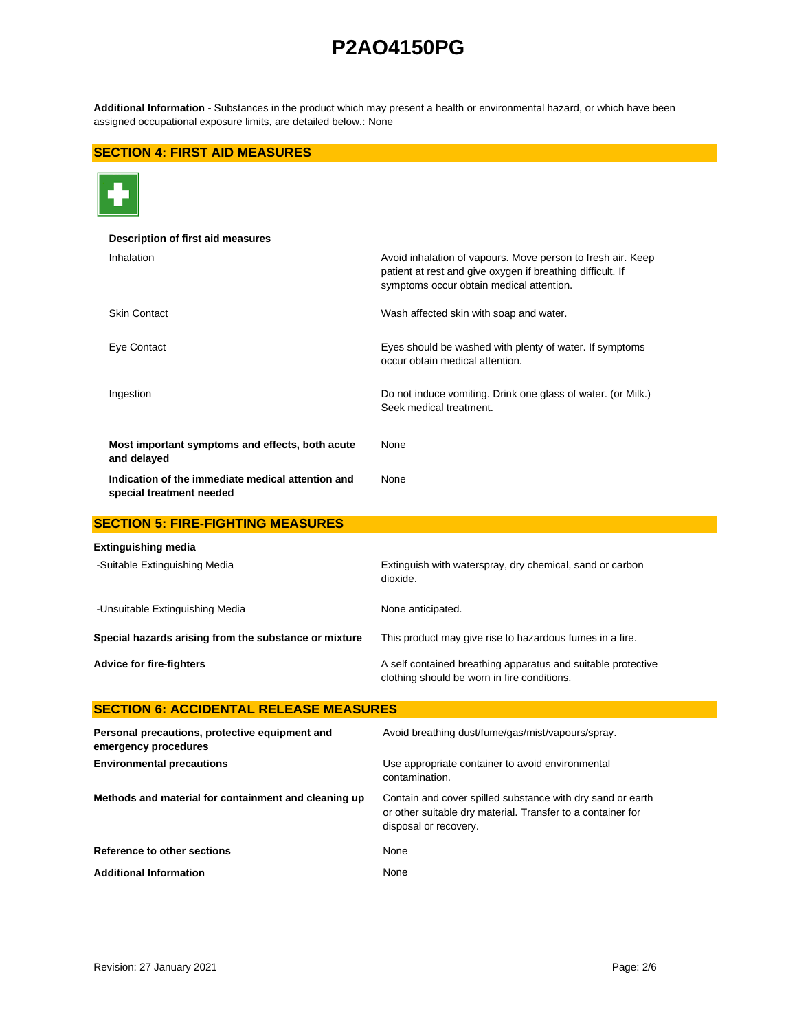**Additional Information -** Substances in the product which may present a health or environmental hazard, or which have been assigned occupational exposure limits, are detailed below.: None

## SECTION 4: FIRST AID MEASURES

**Description of first aid measures**

| | |
|---|---|
| Inhalation | Avoid inhalation of vapours. Move person to fresh air. Keep patient at rest and give oxygen if breathing difficult. If symptoms occur obtain medical attention. |
| Skin Contact | Wash affected skin with soap and water. |
| Eye Contact | Eyes should be washed with plenty of water. If symptoms occur obtain medical attention. |
| Ingestion | Do not induce vomiting. Drink one glass of water. (or Milk.) Seek medical treatment. |
| **Most important symptoms and effects, both acute and delayed** | None |
| **Indication of the immediate medical attention and special treatment needed** | None |

## SECTION 5: FIRE-FIGHTING MEASURES

**Extinguishing media**

| | |
|---|---|
| -Suitable Extinguishing Media | Extinguish with waterspray, dry chemical, sand or carbon dioxide. |
| -Unsuitable Extinguishing Media | None anticipated. |
| **Special hazards arising from the substance or mixture** | This product may give rise to hazardous fumes in a fire. |
| **Advice for fire-fighters** | A self contained breathing apparatus and suitable protective clothing should be worn in fire conditions. |

## SECTION 6: ACCIDENTAL RELEASE MEASURES

| | |
|---|---|
| **Personal precautions, protective equipment and emergency procedures** | Avoid breathing dust/fume/gas/mist/vapours/spray. |
| **Environmental precautions** | Use appropriate container to avoid environmental contamination. |
| **Methods and material for containment and cleaning up** | Contain and cover spilled substance with dry sand or earth or other suitable dry material. Transfer to a container for disposal or recovery. |
| **Reference to other sections** | None |
| **Additional Information** | None |

Revision: 27 January 2021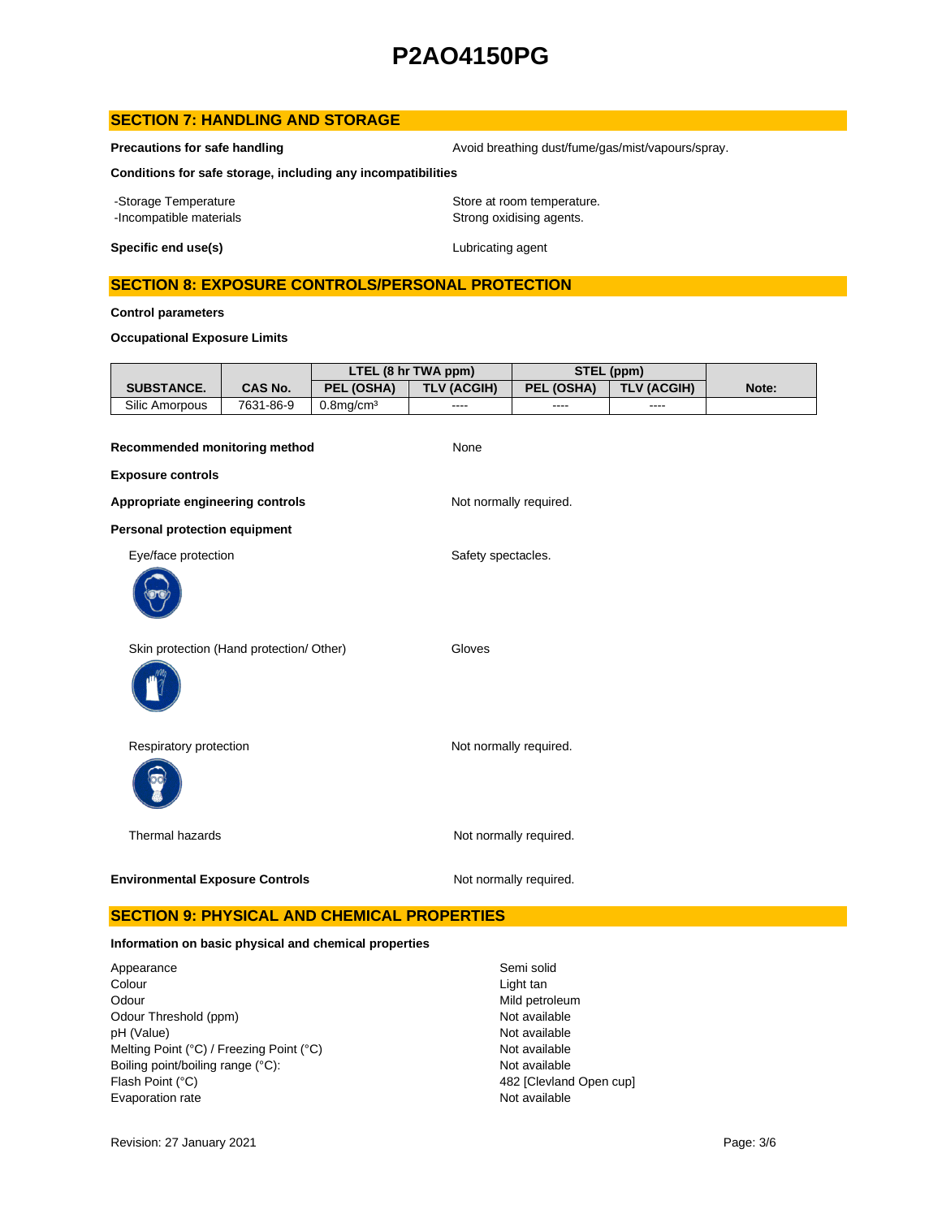## SECTION 7: HANDLING AND STORAGE

**Precautions for safe handling** Avoid breathing dust/fume/gas/mist/vapours/spray.

**Conditions for safe storage, including any incompatibilities**

-Storage Temperature: Store at room temperature.
-Incompatible materials: Strong oxidising agents.

**Specific end use(s)** Lubricating agent

## SECTION 8: EXPOSURE CONTROLS/PERSONAL PROTECTION

**Control parameters**

**Occupational Exposure Limits**

| | | LTEL (8 hr TWA ppm) | | STEL (ppm) | | |
|---|---|---|---|---|---|---|
| **SUBSTANCE.** | **CAS No.** | **PEL (OSHA)** | **TLV (ACGIH)** | **PEL (OSHA)** | **TLV (ACGIH)** | **Note:** |
| Silic Amorpous | 7631-86-9 | 0.8mg/cm³ | ---- | ---- | ---- | |

**Recommended monitoring method** None

**Exposure controls**

**Appropriate engineering controls** Not normally required.

**Personal protection equipment**

Eye/face protection: Safety spectacles.

Skin protection (Hand protection/ Other): Gloves

Respiratory protection: Not normally required.

Thermal hazards: Not normally required.

**Environmental Exposure Controls** Not normally required.

## SECTION 9: PHYSICAL AND CHEMICAL PROPERTIES

**Information on basic physical and chemical properties**

| | |
|---|---|
| Appearance | Semi solid |
| Colour | Light tan |
| Odour | Mild petroleum |
| Odour Threshold (ppm) | Not available |
| pH (Value) | Not available |
| Melting Point (°C) / Freezing Point (°C) | Not available |
| Boiling point/boiling range (°C): | Not available |
| Flash Point (°C) | 482 [Clevland Open cup] |
| Evaporation rate | Not available |

Revision: 27 January 2021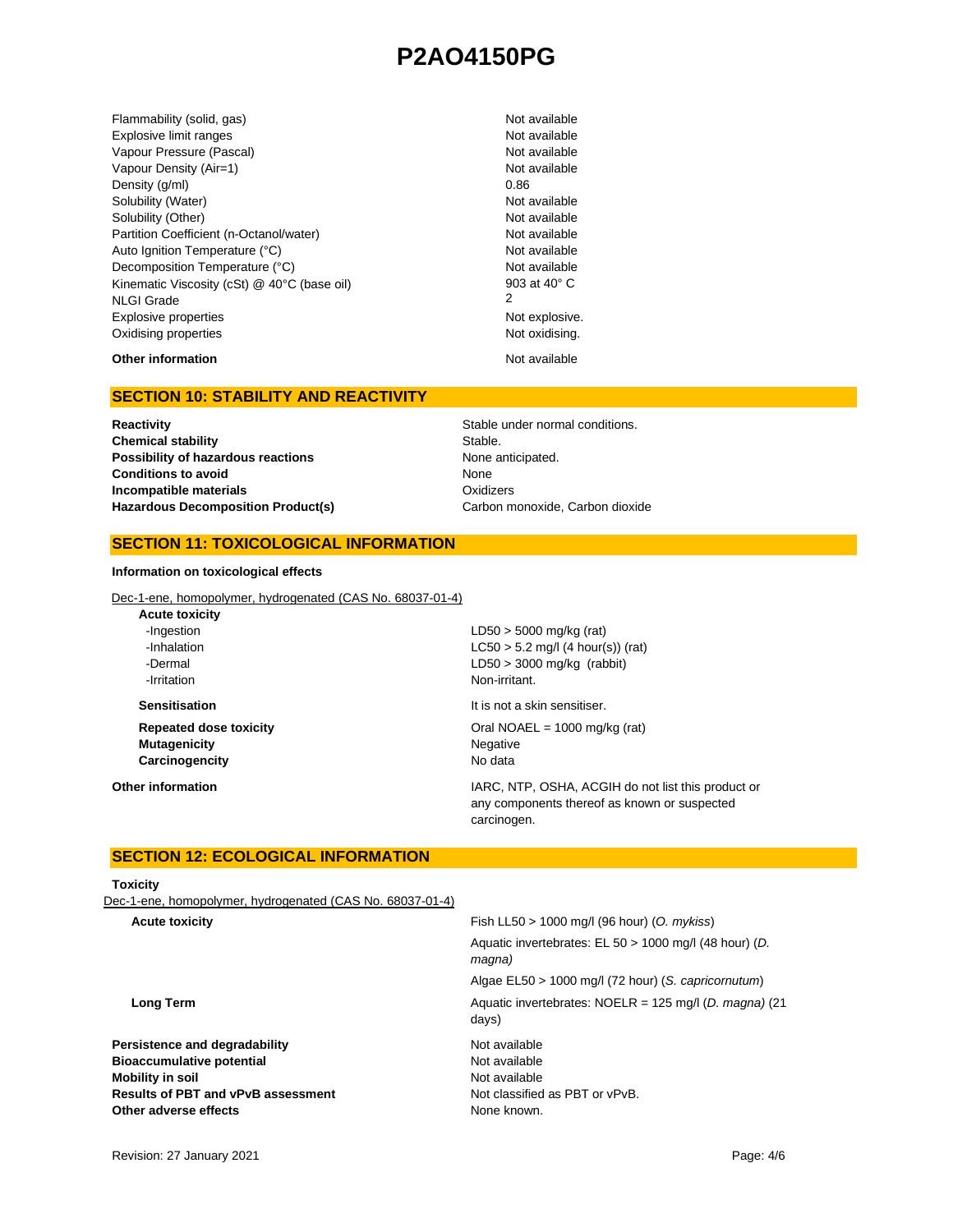| | |
|---|---|
| Flammability (solid, gas) | Not available |
| Explosive limit ranges | Not available |
| Vapour Pressure (Pascal) | Not available |
| Vapour Density (Air=1) | Not available |
| Density (g/ml) | 0.86 |
| Solubility (Water) | Not available |
| Solubility (Other) | Not available |
| Partition Coefficient (n-Octanol/water) | Not available |
| Auto Ignition Temperature (°C) | Not available |
| Decomposition Temperature (°C) | Not available |
| Kinematic Viscosity (cSt) @ 40°C (base oil) | 903 at 40° C |
| NLGI Grade | 2 |
| Explosive properties | Not explosive. |
| Oxidising properties | Not oxidising. |

**Other information** Not available

## SECTION 10: STABILITY AND REACTIVITY

| | |
|---|---|
| **Reactivity** | Stable under normal conditions. |
| **Chemical stability** | Stable. |
| **Possibility of hazardous reactions** | None anticipated. |
| **Conditions to avoid** | None |
| **Incompatible materials** | Oxidizers |
| **Hazardous Decomposition Product(s)** | Carbon monoxide, Carbon dioxide |

## SECTION 11: TOXICOLOGICAL INFORMATION

**Information on toxicological effects**

Dec-1-ene, homopolymer, hydrogenated (CAS No. 68037-01-4)

**Acute toxicity**

| | |
|---|---|
| -Ingestion | LD50 > 5000 mg/kg (rat) |
| -Inhalation | LC50 > 5.2 mg/l (4 hour(s)) (rat) |
| -Dermal | LD50 > 3000 mg/kg (rabbit) |
| -Irritation | Non-irritant. |

| | |
|---|---|
| **Sensitisation** | It is not a skin sensitiser. |
| **Repeated dose toxicity** | Oral NOAEL = 1000 mg/kg (rat) |
| **Mutagenicity** | Negative |
| **Carcinogencity** | No data |

**Other information** IARC, NTP, OSHA, ACGIH do not list this product or any components thereof as known or suspected carcinogen.

## SECTION 12: ECOLOGICAL INFORMATION

**Toxicity**

Dec-1-ene, homopolymer, hydrogenated (CAS No. 68037-01-4)

| | |
|---|---|
| **Acute toxicity** | Fish LL50 > 1000 mg/l (96 hour) (*O. mykiss*) |
| | Aquatic invertebrates: EL 50 > 1000 mg/l (48 hour) (*D. magna)* |
| | Algae EL50 > 1000 mg/l (72 hour) (*S. capricornutum*) |
| **Long Term** | Aquatic invertebrates: NOELR = 125 mg/l (*D. magna)* (21 days) |

| | |
|---|---|
| **Persistence and degradability** | Not available |
| **Bioaccumulative potential** | Not available |
| **Mobility in soil** | Not available |
| **Results of PBT and vPvB assessment** | Not classified as PBT or vPvB. |
| **Other adverse effects** | None known. |

Revision: 27 January 2021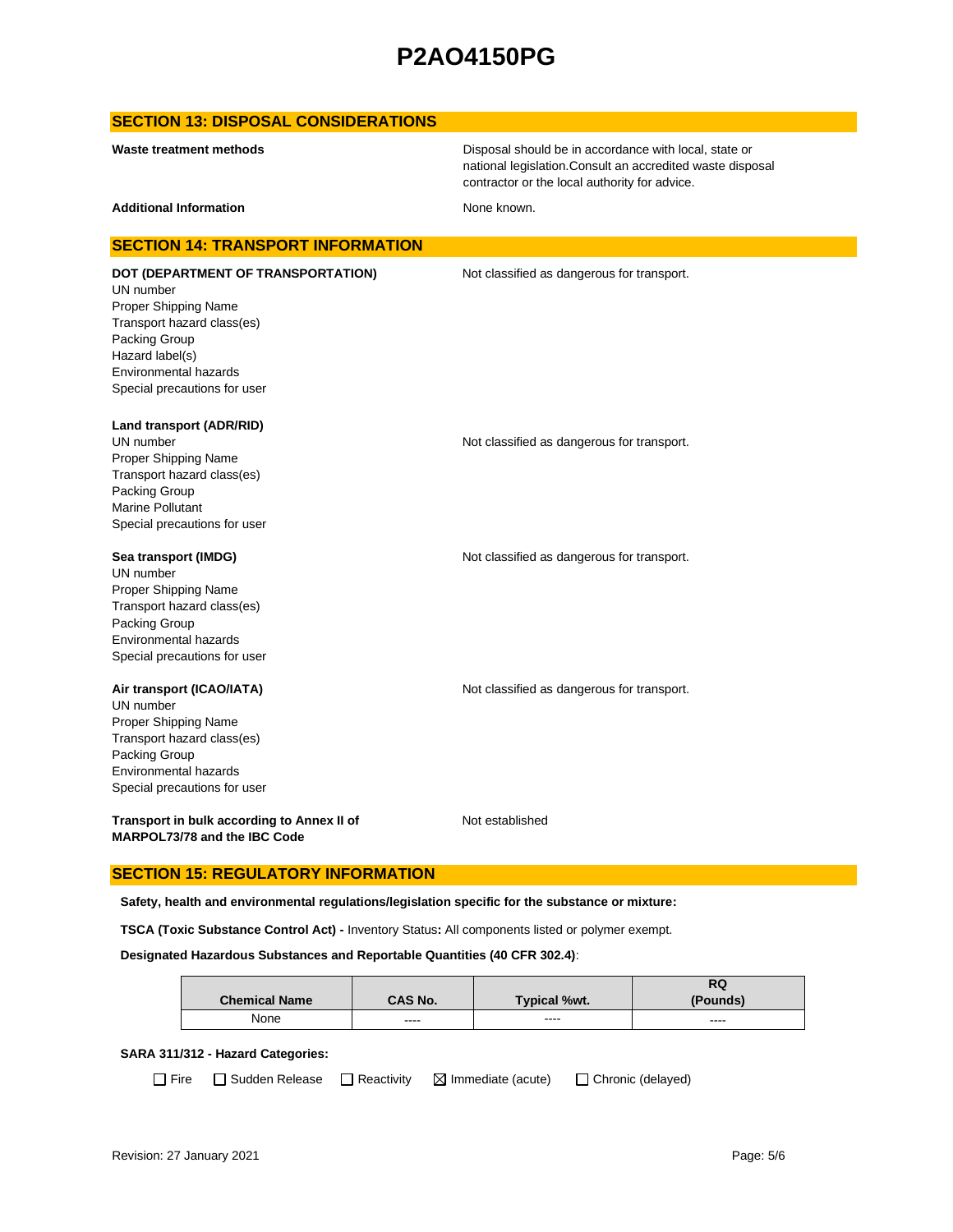## SECTION 13: DISPOSAL CONSIDERATIONS

**Waste treatment methods** — Disposal should be in accordance with local, state or national legislation.Consult an accredited waste disposal contractor or the local authority for advice.

**Additional Information** — None known.

## SECTION 14: TRANSPORT INFORMATION

**DOT (DEPARTMENT OF TRANSPORTATION)** — Not classified as dangerous for transport.

UN number
Proper Shipping Name
Transport hazard class(es)
Packing Group
Hazard label(s)
Environmental hazards
Special precautions for user

**Land transport (ADR/RID)**

UN number — Not classified as dangerous for transport.
Proper Shipping Name
Transport hazard class(es)
Packing Group
Marine Pollutant
Special precautions for user

**Sea transport (IMDG)** — Not classified as dangerous for transport.

UN number
Proper Shipping Name
Transport hazard class(es)
Packing Group
Environmental hazards
Special precautions for user

**Air transport (ICAO/IATA)** — Not classified as dangerous for transport.

UN number
Proper Shipping Name
Transport hazard class(es)
Packing Group
Environmental hazards
Special precautions for user

**Transport in bulk according to Annex II of MARPOL73/78 and the IBC Code** — Not established

## SECTION 15: REGULATORY INFORMATION

**Safety, health and environmental regulations/legislation specific for the substance or mixture:**

**TSCA (Toxic Substance Control Act) -** Inventory Status**:** All components listed or polymer exempt.

**Designated Hazardous Substances and Reportable Quantities (40 CFR 302.4)**:

| Chemical Name | CAS No. | Typical %wt. | RQ (Pounds) |
|---|---|---|---|
| None | ---- | ---- | ---- |

**SARA 311/312 - Hazard Categories:**

☐ Fire ☐ Sudden Release ☐ Reactivity ☒ Immediate (acute) ☐ Chronic (delayed)

Revision: 27 January 2021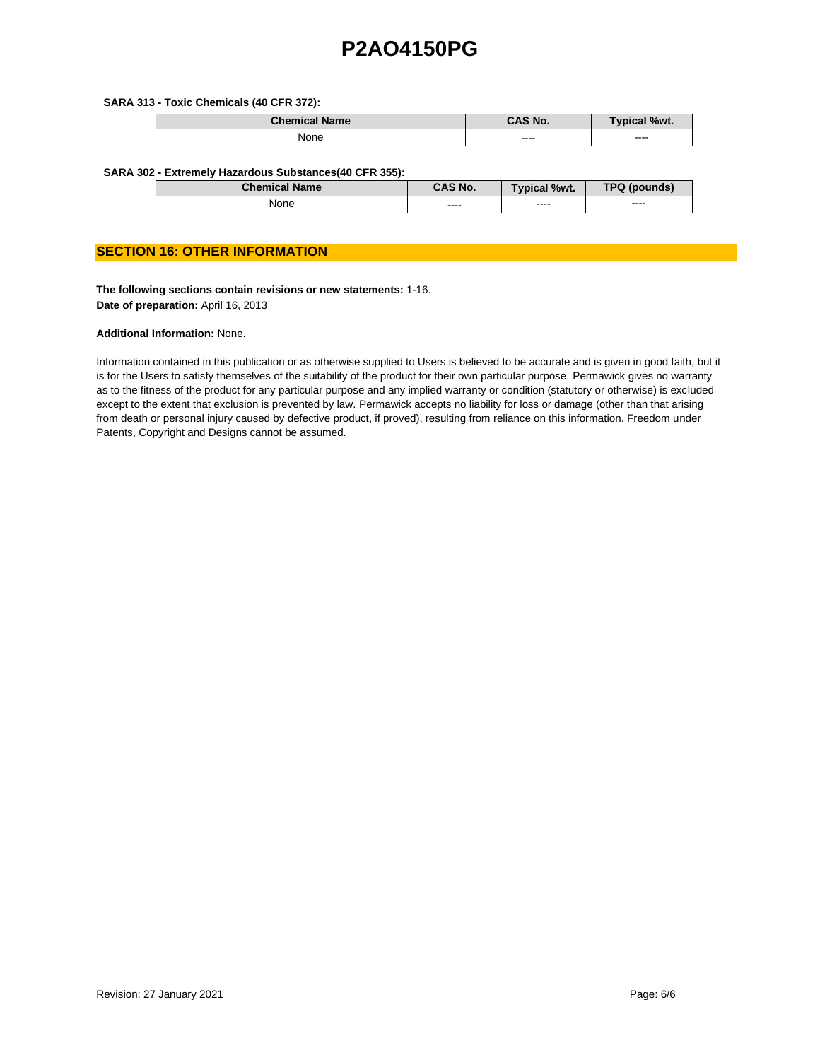**SARA 313 - Toxic Chemicals (40 CFR 372):**

| Chemical Name | CAS No. | Typical %wt. |
| --- | --- | --- |
| None | ---- | ---- |

**SARA 302 - Extremely Hazardous Substances(40 CFR 355):**

| Chemical Name | CAS No. | Typical %wt. | TPQ (pounds) |
| --- | --- | --- | --- |
| None | ---- | ---- | ---- |

## SECTION 16: OTHER INFORMATION

**The following sections contain revisions or new statements:** 1-16.
**Date of preparation:** April 16, 2013

**Additional Information:** None.

Information contained in this publication or as otherwise supplied to Users is believed to be accurate and is given in good faith, but it is for the Users to satisfy themselves of the suitability of the product for their own particular purpose. Permawick gives no warranty as to the fitness of the product for any particular purpose and any implied warranty or condition (statutory or otherwise) is excluded except to the extent that exclusion is prevented by law. Permawick accepts no liability for loss or damage (other than that arising from death or personal injury caused by defective product, if proved), resulting from reliance on this information. Freedom under Patents, Copyright and Designs cannot be assumed.